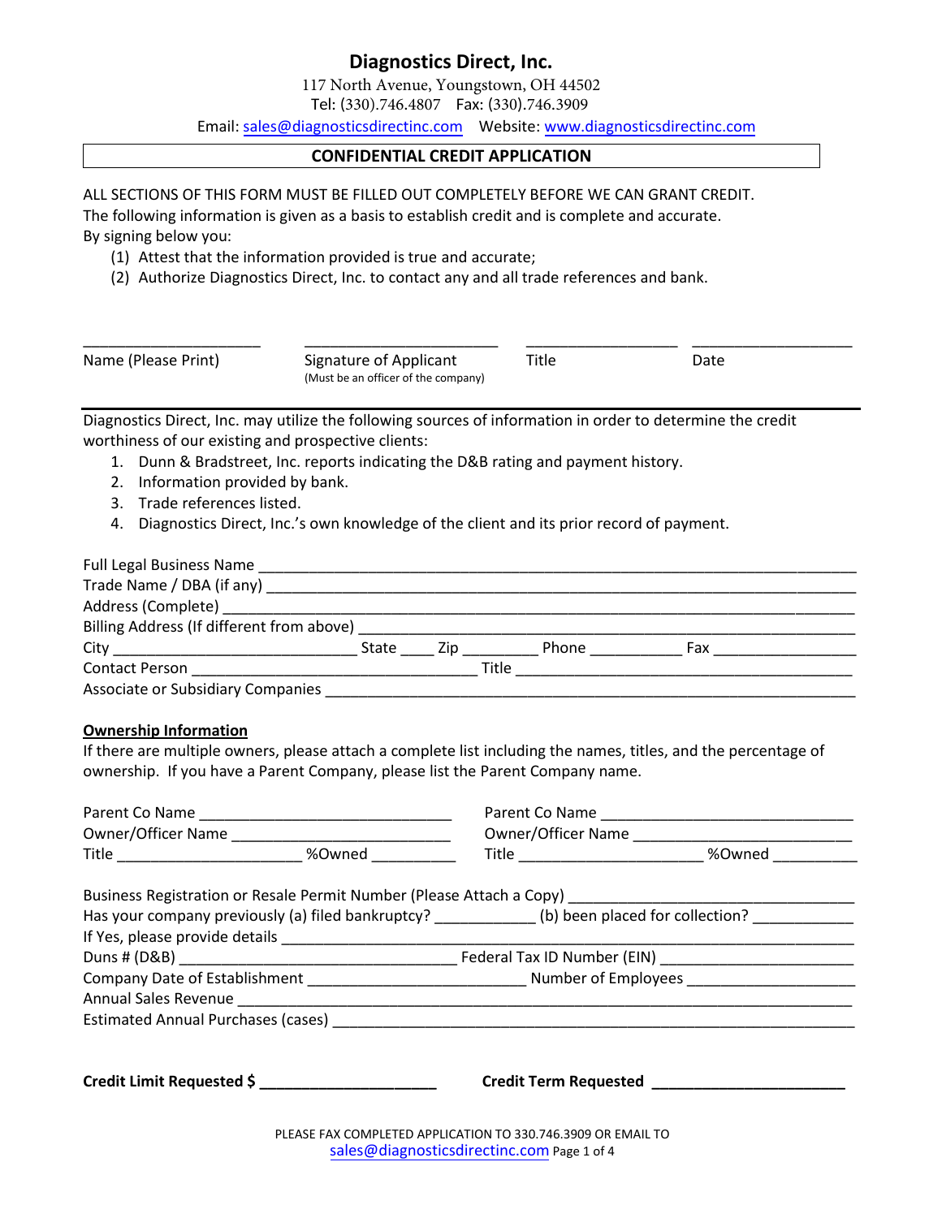# Diagnostics Direct, Inc.

117 North Avenue, Youngstown, OH 44502
Tel: (330).746.4807 Fax: (330).746.3909
Email: sales@diagnosticsdirectinc.com Website: www.diagnosticsdirectinc.com

## CONFIDENTIAL CREDIT APPLICATION

ALL SECTIONS OF THIS FORM MUST BE FILLED OUT COMPLETELY BEFORE WE CAN GRANT CREDIT.
The following information is given as a basis to establish credit and is complete and accurate.
By signing below you:

1. Attest that the information provided is true and accurate;
2. Authorize Diagnostics Direct, Inc. to contact any and all trade references and bank.

| ____________________ | ____________________ | ____________________ | ____________________ |
|---|---|---|---|
| Name (Please Print) | Signature of Applicant (Must be an officer of the company) | Title | Date |

---

Diagnostics Direct, Inc. may utilize the following sources of information in order to determine the credit worthiness of our existing and prospective clients:

1. Dunn & Bradstreet, Inc. reports indicating the D&B rating and payment history.
2. Information provided by bank.
3. Trade references listed.
4. Diagnostics Direct, Inc.'s own knowledge of the client and its prior record of payment.

Full Legal Business Name ____________________________________________

Trade Name / DBA (if any) ____________________________________________

Address (Complete) ____________________________________________

Billing Address (If different from above) ____________________________________________

City ____________________ State ____ Zip ________ Phone __________ Fax ______________

Contact Person ____________________________ Title ____________________________

Associate or Subsidiary Companies ____________________________________________

**Ownership Information**

If there are multiple owners, please attach a complete list including the names, titles, and the percentage of ownership. If you have a Parent Company, please list the Parent Company name.

| | |
|---|---|
| Parent Co Name ______________________ | Parent Co Name ______________________ |
| Owner/Officer Name ______________________ | Owner/Officer Name ______________________ |
| Title ______________ %Owned ________ | Title ______________ %Owned ________ |

Business Registration or Resale Permit Number (Please Attach a Copy) ____________________________

Has your company previously (a) filed bankruptcy? __________ (b) been placed for collection? __________

If Yes, please provide details ____________________________________________

Duns # (D&B) ______________________ Federal Tax ID Number (EIN) ______________________

Company Date of Establishment ______________________ Number of Employees ______________________

Annual Sales Revenue ____________________________________________

Estimated Annual Purchases (cases) ____________________________________________

**Credit Limit Requested $ ____________________** **Credit Term Requested ____________________**

PLEASE FAX COMPLETED APPLICATION TO 330.746.3909 OR EMAIL TO sales@diagnosticsdirectinc.com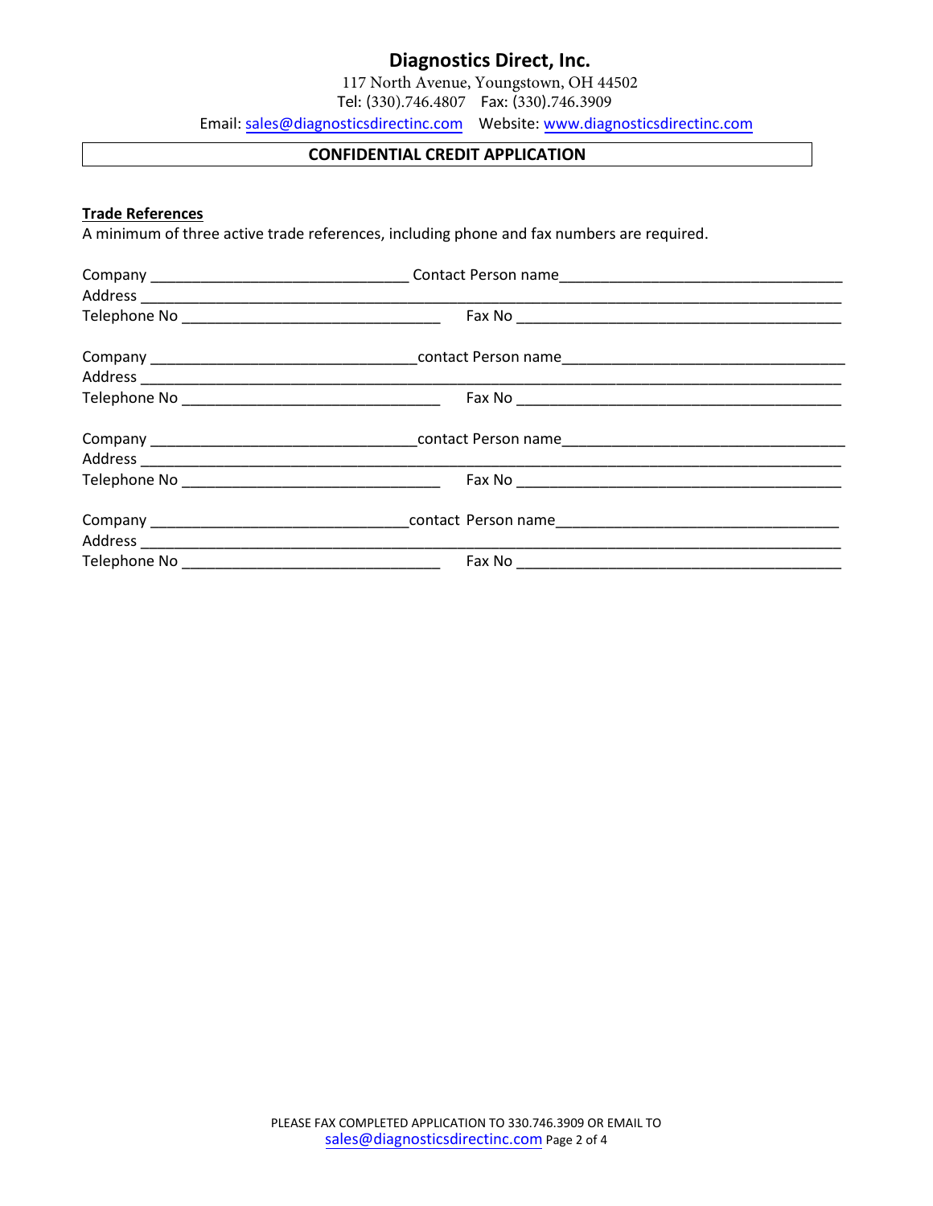**Diagnostics Direct, Inc.**

117 North Avenue, Youngstown, OH 44502

Tel: (330).746.4807 Fax: (330).746.3909

Email: sales@diagnosticsdirectinc.com Website: www.diagnosticsdirectinc.com

**CONFIDENTIAL CREDIT APPLICATION**

**Trade References**

A minimum of three active trade references, including phone and fax numbers are required.

Company ______________________________ Contact Person name ________________________________

Address ______________________________________________________________________________

Telephone No ______________________________ Fax No ______________________________________

Company ______________________________ contact Person name ________________________________

Address ______________________________________________________________________________

Telephone No ______________________________ Fax No ______________________________________

Company ______________________________ contact Person name ________________________________

Address ______________________________________________________________________________

Telephone No ______________________________ Fax No ______________________________________

Company ______________________________ contact Person name ________________________________

Address ______________________________________________________________________________

Telephone No ______________________________ Fax No ______________________________________

PLEASE FAX COMPLETED APPLICATION TO 330.746.3909 OR EMAIL TO sales@diagnosticsdirectinc.com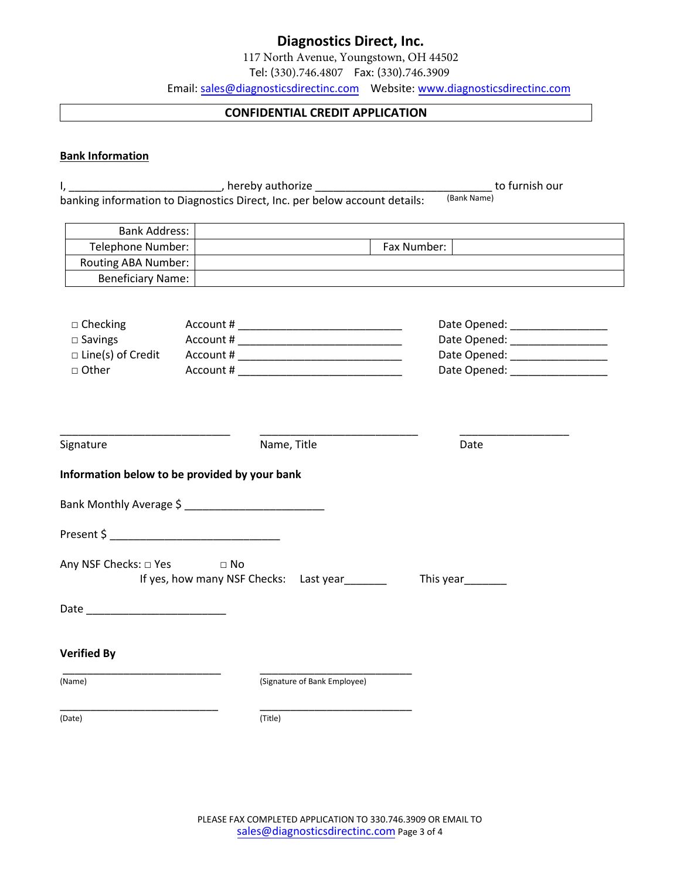# Diagnostics Direct, Inc.

117 North Avenue, Youngstown, OH 44502
Tel: (330).746.4807 Fax: (330).746.3909
Email: sales@diagnosticsdirectinc.com Website: www.diagnosticsdirectinc.com

## CONFIDENTIAL CREDIT APPLICATION

**Bank Information**

I, _________________________, hereby authorize _____________________________ to furnish our banking information to Diagnostics Direct, Inc. per below account details:
(Bank Name)

| Bank Address: | | | |
|---|---|---|---|
| Telephone Number: | | Fax Number: | |
| Routing ABA Number: | | | |
| Beneficiary Name: | | | |

□ Checking Account # ___________________________ Date Opened: ________________
□ Savings Account # ___________________________ Date Opened: ________________
□ Line(s) of Credit Account # ___________________________ Date Opened: ________________
□ Other Account # ___________________________ Date Opened: ________________

____________________________ ____________________________ ____________________
Signature Name, Title Date

**Information below to be provided by your bank**

Bank Monthly Average $ _______________________

Present $ ____________________________

Any NSF Checks: □ Yes □ No
If yes, how many NSF Checks: Last year_______ This year_______

Date _______________________

**Verified By**

___________________________ ___________________________
(Name) (Signature of Bank Employee)

___________________________ ___________________________
(Date) (Title)

PLEASE FAX COMPLETED APPLICATION TO 330.746.3909 OR EMAIL TO sales@diagnosticsdirectinc.com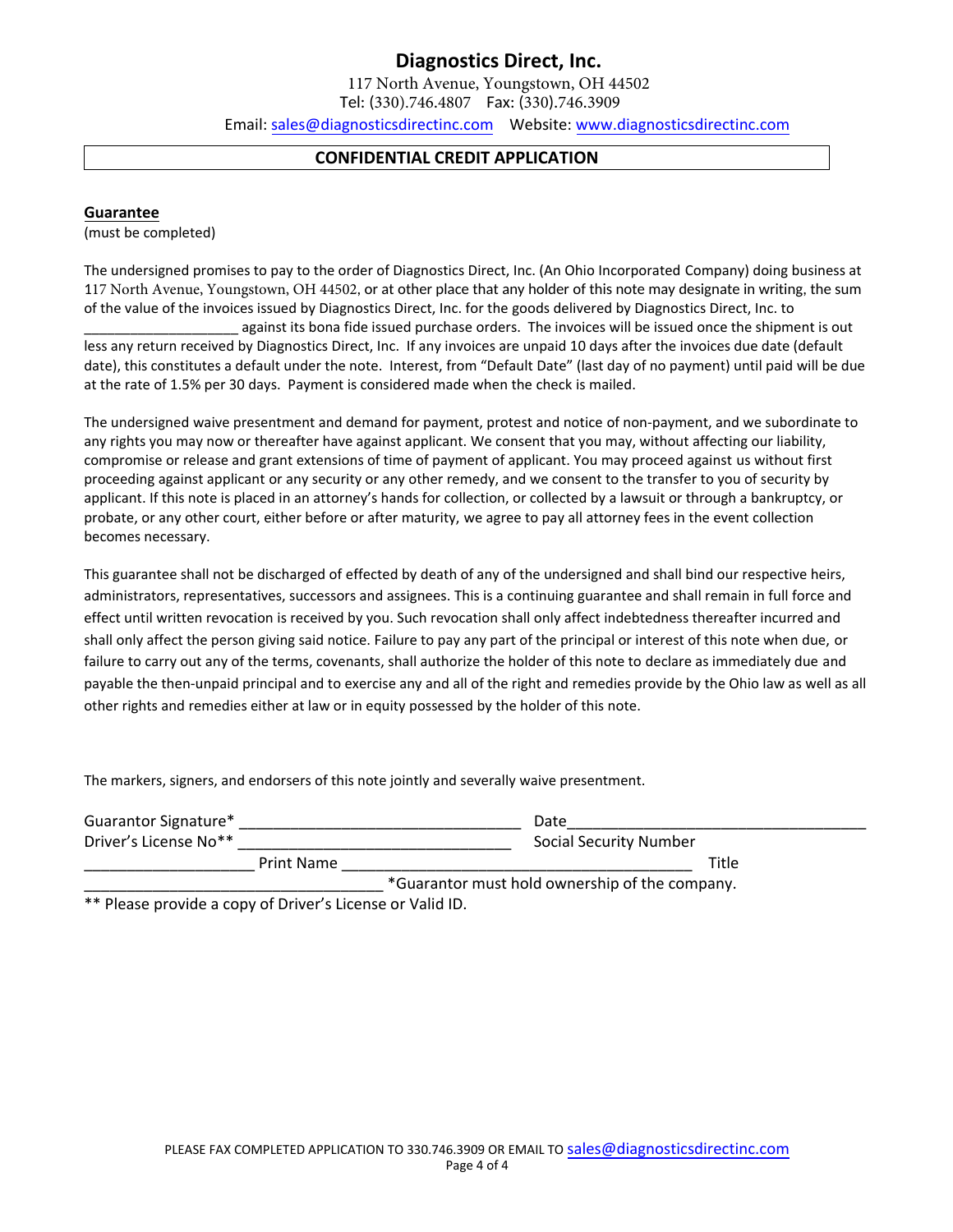# Diagnostics Direct, Inc.

117 North Avenue, Youngstown, OH 44502
Tel: (330).746.4807 Fax: (330).746.3909
Email: sales@diagnosticsdirectinc.com Website: www.diagnosticsdirectinc.com

## CONFIDENTIAL CREDIT APPLICATION

**Guarantee**
(must be completed)

The undersigned promises to pay to the order of Diagnostics Direct, Inc. (An Ohio Incorporated Company) doing business at 117 North Avenue, Youngstown, OH 44502, or at other place that any holder of this note may designate in writing, the sum of the value of the invoices issued by Diagnostics Direct, Inc. for the goods delivered by Diagnostics Direct, Inc. to ____________________ against its bona fide issued purchase orders. The invoices will be issued once the shipment is out less any return received by Diagnostics Direct, Inc. If any invoices are unpaid 10 days after the invoices due date (default date), this constitutes a default under the note. Interest, from "Default Date" (last day of no payment) until paid will be due at the rate of 1.5% per 30 days. Payment is considered made when the check is mailed.

The undersigned waive presentment and demand for payment, protest and notice of non-payment, and we subordinate to any rights you may now or thereafter have against applicant. We consent that you may, without affecting our liability, compromise or release and grant extensions of time of payment of applicant. You may proceed against us without first proceeding against applicant or any security or any other remedy, and we consent to the transfer to you of security by applicant. If this note is placed in an attorney's hands for collection, or collected by a lawsuit or through a bankruptcy, or probate, or any other court, either before or after maturity, we agree to pay all attorney fees in the event collection becomes necessary.

This guarantee shall not be discharged of effected by death of any of the undersigned and shall bind our respective heirs, administrators, representatives, successors and assignees. This is a continuing guarantee and shall remain in full force and effect until written revocation is received by you. Such revocation shall only affect indebtedness thereafter incurred and shall only affect the person giving said notice. Failure to pay any part of the principal or interest of this note when due, or failure to carry out any of the terms, covenants, shall authorize the holder of this note to declare as immediately due and payable the then-unpaid principal and to exercise any and all of the right and remedies provide by the Ohio law as well as all other rights and remedies either at law or in equity possessed by the holder of this note.

The markers, signers, and endorsers of this note jointly and severally waive presentment.

Guarantor Signature* ________________________________ Date__________________________________
Driver's License No** ______________________________ Social Security Number
___________________ Print Name ________________________________________ Title
_________________________________ *Guarantor must hold ownership of the company.
** Please provide a copy of Driver's License or Valid ID.

PLEASE FAX COMPLETED APPLICATION TO 330.746.3909 OR EMAIL TO sales@diagnosticsdirectinc.com